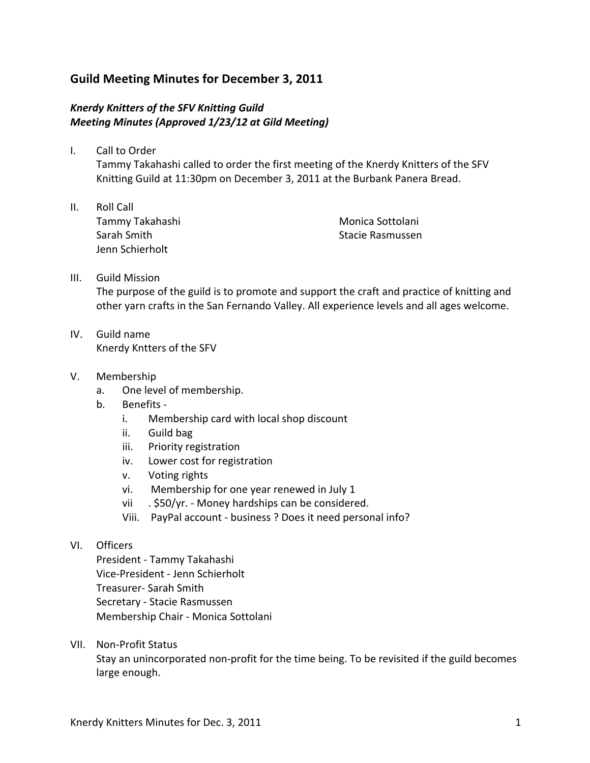## Guild Meeting Minutes for December 3, 2011

***Knerdy Knitters of the SFV Knitting Guild***
***Meeting Minutes (Approved 1/23/12 at Gild Meeting)***

I. Call to Order
   Tammy Takahashi called to order the first meeting of the Knerdy Knitters of the SFV Knitting Guild at 11:30pm on December 3, 2011 at the Burbank Panera Bread.

II. Roll Call
   Tammy Takahashi
   Sarah Smith
   Jenn Schierholt
   Monica Sottolani
   Stacie Rasmussen

III. Guild Mission
   The purpose of the guild is to promote and support the craft and practice of knitting and other yarn crafts in the San Fernando Valley. All experience levels and all ages welcome.

IV. Guild name
   Knerdy Kntters of the SFV

V. Membership
   a. One level of membership.
   b. Benefits -
      i. Membership card with local shop discount
      ii. Guild bag
      iii. Priority registration
      iv. Lower cost for registration
      v. Voting rights
      vi. Membership for one year renewed in July 1
      vii . $50/yr. - Money hardships can be considered.
      Viii. PayPal account - business ? Does it need personal info?

VI. Officers
   President - Tammy Takahashi
   Vice-President - Jenn Schierholt
   Treasurer- Sarah Smith
   Secretary - Stacie Rasmussen
   Membership Chair - Monica Sottolani

VII. Non-Profit Status
   Stay an unincorporated non-profit for the time being. To be revisited if the guild becomes large enough.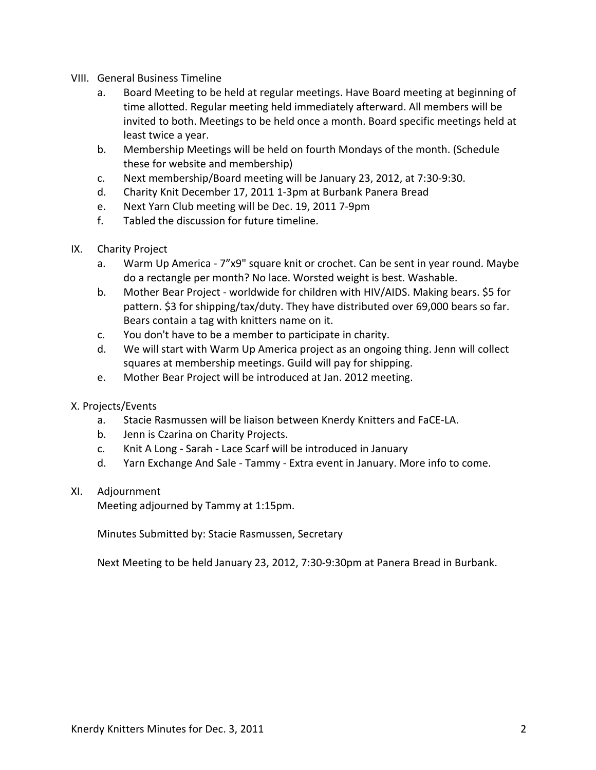VIII. General Business Timeline

a. Board Meeting to be held at regular meetings. Have Board meeting at beginning of time allotted. Regular meeting held immediately afterward. All members will be invited to both. Meetings to be held once a month. Board specific meetings held at least twice a year.

b. Membership Meetings will be held on fourth Mondays of the month. (Schedule these for website and membership)

c. Next membership/Board meeting will be January 23, 2012, at 7:30-9:30.

d. Charity Knit December 17, 2011 1-3pm at Burbank Panera Bread

e. Next Yarn Club meeting will be Dec. 19, 2011 7-9pm

f. Tabled the discussion for future timeline.

IX. Charity Project

a. Warm Up America - 7”x9" square knit or crochet. Can be sent in year round. Maybe do a rectangle per month? No lace. Worsted weight is best. Washable.

b. Mother Bear Project - worldwide for children with HIV/AIDS. Making bears. $5 for pattern. $3 for shipping/tax/duty. They have distributed over 69,000 bears so far. Bears contain a tag with knitters name on it.

c. You don't have to be a member to participate in charity.

d. We will start with Warm Up America project as an ongoing thing. Jenn will collect squares at membership meetings. Guild will pay for shipping.

e. Mother Bear Project will be introduced at Jan. 2012 meeting.

X. Projects/Events

a. Stacie Rasmussen will be liaison between Knerdy Knitters and FaCE-LA.

b. Jenn is Czarina on Charity Projects.

c. Knit A Long - Sarah - Lace Scarf will be introduced in January

d. Yarn Exchange And Sale - Tammy - Extra event in January. More info to come.

XI. Adjournment

Meeting adjourned by Tammy at 1:15pm.

Minutes Submitted by: Stacie Rasmussen, Secretary

Next Meeting to be held January 23, 2012, 7:30-9:30pm at Panera Bread in Burbank.